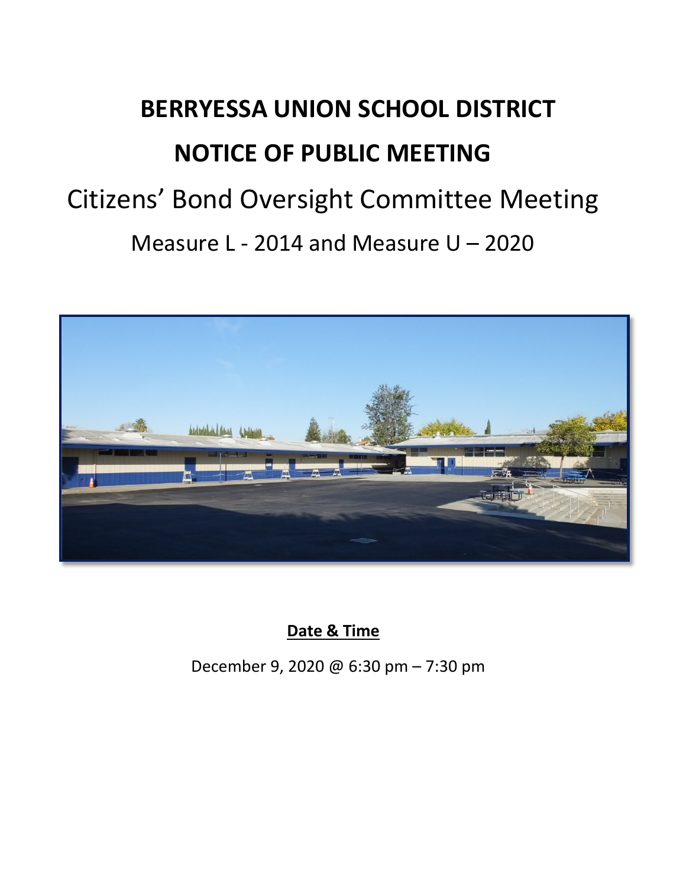# BERRYESSA UNION SCHOOL DISTRICT

# NOTICE OF PUBLIC MEETING

## Citizens' Bond Oversight Committee Meeting

## Measure L - 2014 and Measure U – 2020

**Date & Time**

December 9, 2020 @ 6:30 pm – 7:30 pm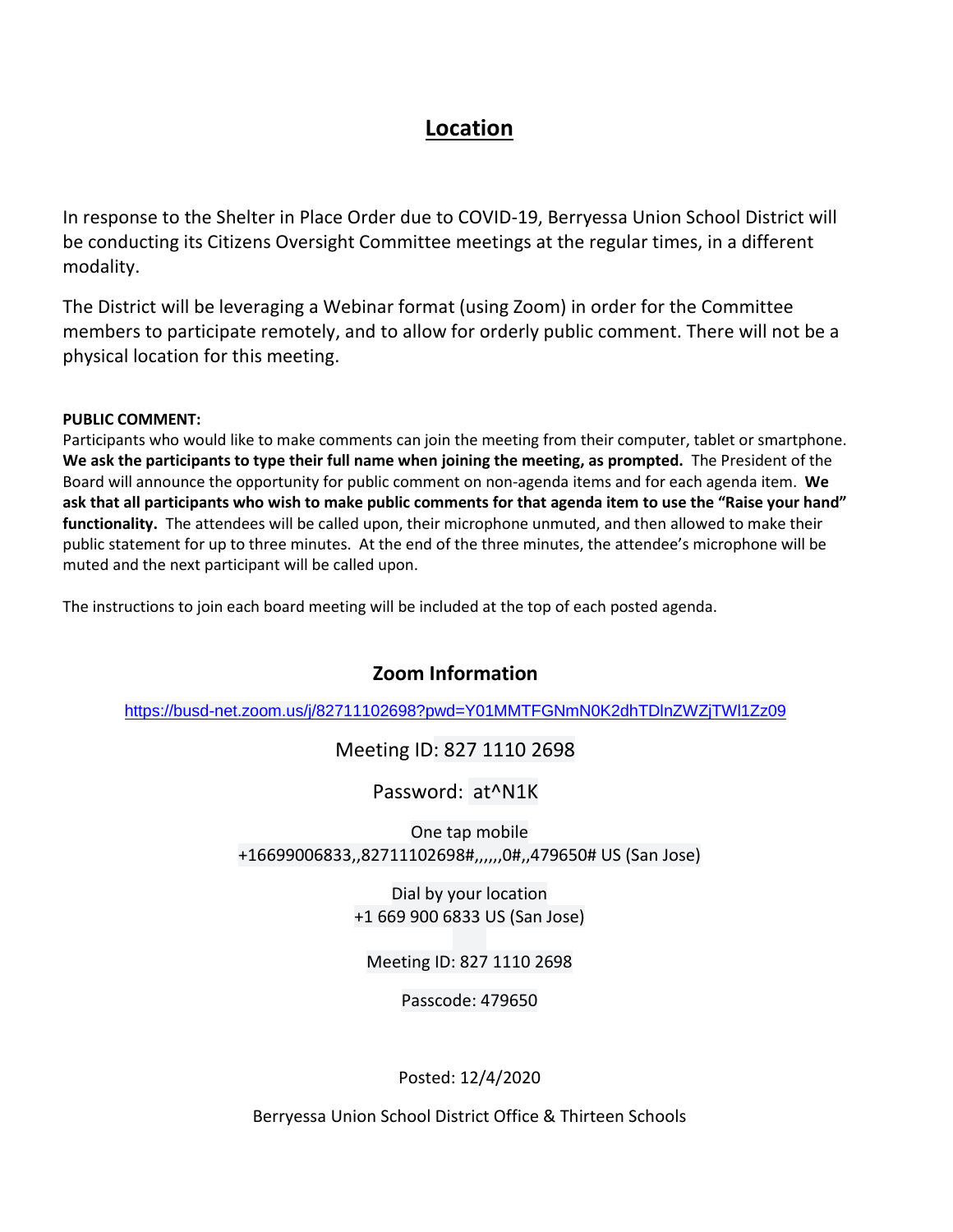# Location

In response to the Shelter in Place Order due to COVID-19, Berryessa Union School District will be conducting its Citizens Oversight Committee meetings at the regular times, in a different modality.

The District will be leveraging a Webinar format (using Zoom) in order for the Committee members to participate remotely, and to allow for orderly public comment. There will not be a physical location for this meeting.

**PUBLIC COMMENT:**
Participants who would like to make comments can join the meeting from their computer, tablet or smartphone. **We ask the participants to type their full name when joining the meeting, as prompted.** The President of the Board will announce the opportunity for public comment on non-agenda items and for each agenda item. **We ask that all participants who wish to make public comments for that agenda item to use the "Raise your hand" functionality.** The attendees will be called upon, their microphone unmuted, and then allowed to make their public statement for up to three minutes. At the end of the three minutes, the attendee's microphone will be muted and the next participant will be called upon.

The instructions to join each board meeting will be included at the top of each posted agenda.

## Zoom Information

https://busd-net.zoom.us/j/82711102698?pwd=Y01MMTFGNmN0K2dhTDlnZWZjTWl1Zz09

Meeting ID: 827 1110 2698

Password: at^N1K

One tap mobile
+16699006833,,82711102698#,,,,,,0#,,479650# US (San Jose)

Dial by your location
+1 669 900 6833 US (San Jose)

Meeting ID: 827 1110 2698

Passcode: 479650

Posted: 12/4/2020

Berryessa Union School District Office & Thirteen Schools